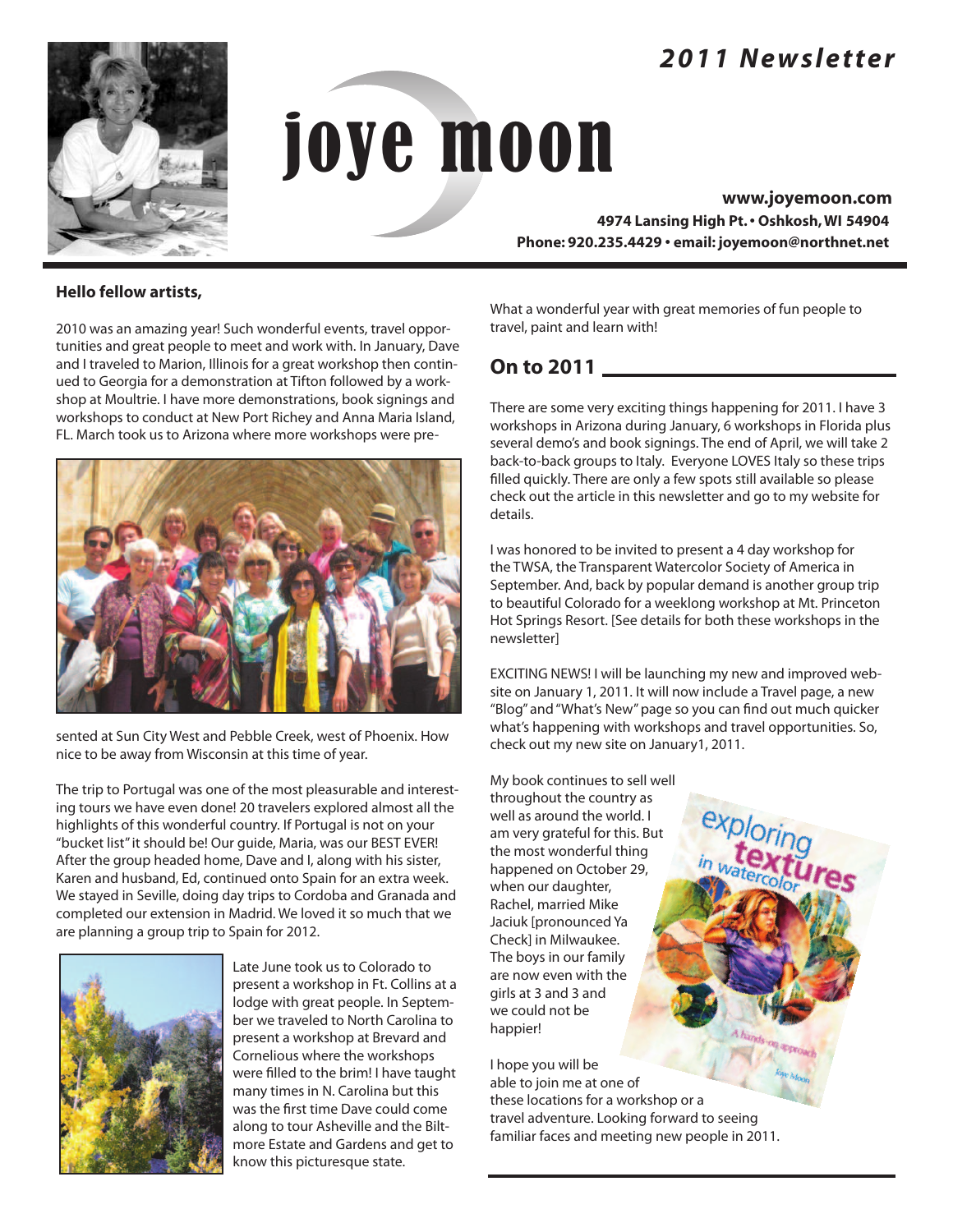# 2011 Newsletter

# joye moon

**www.joyemoon.com**
**4974 Lansing High Pt. • Oshkosh, WI 54904**
**Phone: 920.235.4429 • email: joyemoon@northnet.net**

**Hello fellow artists,**

2010 was an amazing year! Such wonderful events, travel opportunities and great people to meet and work with. In January, Dave and I traveled to Marion, Illinois for a great workshop then continued to Georgia for a demonstration at Tifton followed by a workshop at Moultrie. I have more demonstrations, book signings and workshops to conduct at New Port Richey and Anna Maria Island, FL. March took us to Arizona where more workshops were presented at Sun City West and Pebble Creek, west of Phoenix. How nice to be away from Wisconsin at this time of year.

The trip to Portugal was one of the most pleasurable and interesting tours we have even done! 20 travelers explored almost all the highlights of this wonderful country. If Portugal is not on your "bucket list" it should be! Our guide, Maria, was our BEST EVER! After the group headed home, Dave and I, along with his sister, Karen and husband, Ed, continued onto Spain for an extra week. We stayed in Seville, doing day trips to Cordoba and Granada and completed our extension in Madrid. We loved it so much that we are planning a group trip to Spain for 2012.

Late June took us to Colorado to present a workshop in Ft. Collins at a lodge with great people. In September we traveled to North Carolina to present a workshop at Brevard and Cornelious where the workshops were filled to the brim! I have taught many times in N. Carolina but this was the first time Dave could come along to tour Asheville and the Biltmore Estate and Gardens and get to know this picturesque state.

What a wonderful year with great memories of fun people to travel, paint and learn with!

## On to 2011

There are some very exciting things happening for 2011. I have 3 workshops in Arizona during January, 6 workshops in Florida plus several demo's and book signings. The end of April, we will take 2 back-to-back groups to Italy. Everyone LOVES Italy so these trips filled quickly. There are only a few spots still available so please check out the article in this newsletter and go to my website for details.

I was honored to be invited to present a 4 day workshop for the TWSA, the Transparent Watercolor Society of America in September. And, back by popular demand is another group trip to beautiful Colorado for a weeklong workshop at Mt. Princeton Hot Springs Resort. [See details for both these workshops in the newsletter]

EXCITING NEWS! I will be launching my new and improved website on January 1, 2011. It will now include a Travel page, a new "Blog" and "What's New" page so you can find out much quicker what's happening with workshops and travel opportunities. So, check out my new site on January1, 2011.

My book continues to sell well throughout the country as well as around the world. I am very grateful for this. But the most wonderful thing happened on October 29, when our daughter, Rachel, married Mike Jaciuk [pronounced Ya Check] in Milwaukee. The boys in our family are now even with the girls at 3 and 3 and we could not be happier!

I hope you will be able to join me at one of these locations for a workshop or a travel adventure. Looking forward to seeing familiar faces and meeting new people in 2011.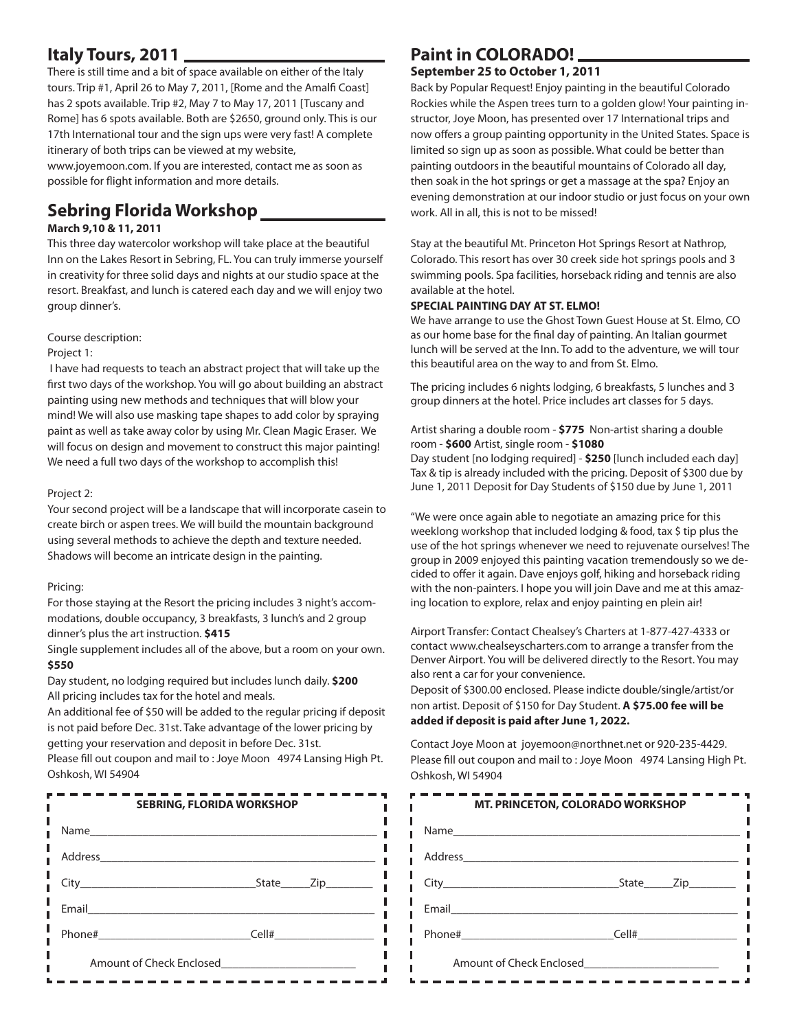## Italy Tours, 2011

There is still time and a bit of space available on either of the Italy tours. Trip #1, April 26 to May 7, 2011, [Rome and the Amalfi Coast] has 2 spots available. Trip #2, May 7 to May 17, 2011 [Tuscany and Rome] has 6 spots available. Both are $2650, ground only. This is our 17th International tour and the sign ups were very fast! A complete itinerary of both trips can be viewed at my website, www.joyemoon.com. If you are interested, contact me as soon as possible for flight information and more details.

## Sebring Florida Workshop

**March 9,10 & 11, 2011**

This three day watercolor workshop will take place at the beautiful Inn on the Lakes Resort in Sebring, FL. You can truly immerse yourself in creativity for three solid days and nights at our studio space at the resort. Breakfast, and lunch is catered each day and we will enjoy two group dinner's.

Course description:

Project 1:

I have had requests to teach an abstract project that will take up the first two days of the workshop. You will go about building an abstract painting using new methods and techniques that will blow your mind! We will also use masking tape shapes to add color by spraying paint as well as take away color by using Mr. Clean Magic Eraser. We will focus on design and movement to construct this major painting! We need a full two days of the workshop to accomplish this!

Project 2:

Your second project will be a landscape that will incorporate casein to create birch or aspen trees. We will build the mountain background using several methods to achieve the depth and texture needed. Shadows will become an intricate design in the painting.

Pricing:

For those staying at the Resort the pricing includes 3 night's accommodations, double occupancy, 3 breakfasts, 3 lunch's and 2 group dinner's plus the art instruction. **$415**

Single supplement includes all of the above, but a room on your own. **$550**

Day student, no lodging required but includes lunch daily. **$200**

All pricing includes tax for the hotel and meals.

An additional fee of $50 will be added to the regular pricing if deposit is not paid before Dec. 31st. Take advantage of the lower pricing by getting your reservation and deposit in before Dec. 31st.

Please fill out coupon and mail to : Joye Moon 4974 Lansing High Pt. Oshkosh, WI 54904

**SEBRING, FLORIDA WORKSHOP**

Name________________________________________________

Address______________________________________________

City____________________________State_____Zip________

Email________________________________________________

Phone#__________________________Cell#_________________

Amount of Check Enclosed_______________________

## Paint in COLORADO!

**September 25 to October 1, 2011**

Back by Popular Request! Enjoy painting in the beautiful Colorado Rockies while the Aspen trees turn to a golden glow! Your painting instructor, Joye Moon, has presented over 17 International trips and now offers a group painting opportunity in the United States. Space is limited so sign up as soon as possible. What could be better than painting outdoors in the beautiful mountains of Colorado all day, then soak in the hot springs or get a massage at the spa? Enjoy an evening demonstration at our indoor studio or just focus on your own work. All in all, this is not to be missed!

Stay at the beautiful Mt. Princeton Hot Springs Resort at Nathrop, Colorado. This resort has over 30 creek side hot springs pools and 3 swimming pools. Spa facilities, horseback riding and tennis are also available at the hotel.

**SPECIAL PAINTING DAY AT ST. ELMO!**

We have arrange to use the Ghost Town Guest House at St. Elmo, CO as our home base for the final day of painting. An Italian gourmet lunch will be served at the Inn. To add to the adventure, we will tour this beautiful area on the way to and from St. Elmo.

The pricing includes 6 nights lodging, 6 breakfasts, 5 lunches and 3 group dinners at the hotel. Price includes art classes for 5 days.

Artist sharing a double room - **$775** Non-artist sharing a double room - **$600** Artist, single room - **$1080**

Day student [no lodging required] - **$250** [lunch included each day]

Tax & tip is already included with the pricing. Deposit of $300 due by June 1, 2011 Deposit for Day Students of $150 due by June 1, 2011

"We were once again able to negotiate an amazing price for this weeklong workshop that included lodging & food, tax $ tip plus the use of the hot springs whenever we need to rejuvenate ourselves! The group in 2009 enjoyed this painting vacation tremendously so we decided to offer it again. Dave enjoys golf, hiking and horseback riding with the non-painters. I hope you will join Dave and me at this amazing location to explore, relax and enjoy painting en plein air!

Airport Transfer: Contact Chealsey's Charters at 1-877-427-4333 or contact www.chealseyscharters.com to arrange a transfer from the Denver Airport. You will be delivered directly to the Resort. You may also rent a car for your convenience.

Deposit of $300.00 enclosed. Please indicte double/single/artist/or non artist. Deposit of $150 for Day Student. **A $75.00 fee will be added if deposit is paid after June 1, 2022.**

Contact Joye Moon at joyemoon@northnet.net or 920-235-4429. Please fill out coupon and mail to : Joye Moon 4974 Lansing High Pt. Oshkosh, WI 54904

**MT. PRINCETON, COLORADO WORKSHOP**

Name________________________________________________

Address______________________________________________

City____________________________State_____Zip________

Email________________________________________________

Phone#__________________________Cell#_________________

Amount of Check Enclosed_______________________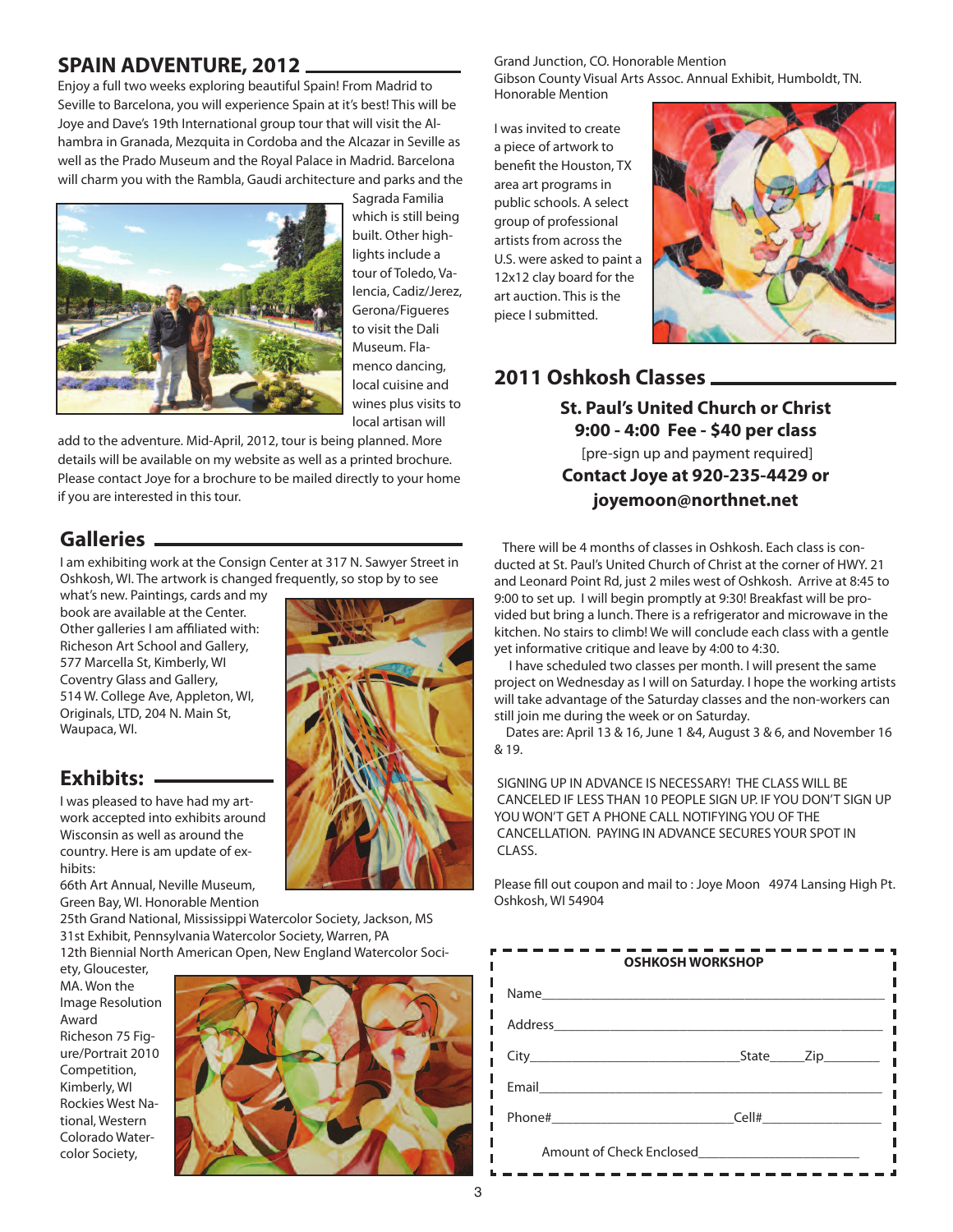## SPAIN ADVENTURE, 2012

Enjoy a full two weeks exploring beautiful Spain! From Madrid to Seville to Barcelona, you will experience Spain at it's best! This will be Joye and Dave's 19th International group tour that will visit the Alhambra in Granada, Mezquita in Cordoba and the Alcazar in Seville as well as the Prado Museum and the Royal Palace in Madrid. Barcelona will charm you with the Rambla, Gaudi architecture and parks and the Sagrada Familia which is still being built. Other highlights include a tour of Toledo, Valencia, Cadiz/Jerez, Gerona/Figueres to visit the Dali Museum. Flamenco dancing, local cuisine and wines plus visits to local artisan will add to the adventure. Mid-April, 2012, tour is being planned. More details will be available on my website as well as a printed brochure. Please contact Joye for a brochure to be mailed directly to your home if you are interested in this tour.

## Galleries

I am exhibiting work at the Consign Center at 317 N. Sawyer Street in Oshkosh, WI. The artwork is changed frequently, so stop by to see what's new. Paintings, cards and my book are available at the Center.
Other galleries I am affiliated with:
Richeson Art School and Gallery, 577 Marcella St, Kimberly, WI
Coventry Glass and Gallery, 514 W. College Ave, Appleton, WI,
Originals, LTD, 204 N. Main St, Waupaca, WI.

## Exhibits:

I was pleased to have had my artwork accepted into exhibits around Wisconsin as well as around the country. Here is am update of exhibits:
66th Art Annual, Neville Museum, Green Bay, WI. Honorable Mention
25th Grand National, Mississippi Watercolor Society, Jackson, MS
31st Exhibit, Pennsylvania Watercolor Society, Warren, PA
12th Biennial North American Open, New England Watercolor Society, Gloucester, MA. Won the Image Resolution Award
Richeson 75 Figure/Portrait 2010 Competition, Kimberly, WI
Rockies West National, Western Colorado Watercolor Society, Grand Junction, CO. Honorable Mention
Gibson County Visual Arts Assoc. Annual Exhibit, Humboldt, TN. Honorable Mention

I was invited to create a piece of artwork to benefit the Houston, TX area art programs in public schools. A select group of professional artists from across the U.S. were asked to paint a 12x12 clay board for the art auction. This is the piece I submitted.

## 2011 Oshkosh Classes

**St. Paul's United Church or Christ**
**9:00 - 4:00 Fee - $40 per class**
[pre-sign up and payment required]
**Contact Joye at 920-235-4429 or joyemoon@northnet.net**

There will be 4 months of classes in Oshkosh. Each class is conducted at St. Paul's United Church of Christ at the corner of HWY. 21 and Leonard Point Rd, just 2 miles west of Oshkosh. Arrive at 8:45 to 9:00 to set up. I will begin promptly at 9:30! Breakfast will be provided but bring a lunch. There is a refrigerator and microwave in the kitchen. No stairs to climb! We will conclude each class with a gentle yet informative critique and leave by 4:00 to 4:30.

I have scheduled two classes per month. I will present the same project on Wednesday as I will on Saturday. I hope the working artists will take advantage of the Saturday classes and the non-workers can still join me during the week or on Saturday.

Dates are: April 13 & 16, June 1 &4, August 3 & 6, and November 16 & 19.

SIGNING UP IN ADVANCE IS NECESSARY! THE CLASS WILL BE CANCELED IF LESS THAN 10 PEOPLE SIGN UP. IF YOU DON'T SIGN UP YOU WON'T GET A PHONE CALL NOTIFYING YOU OF THE CANCELLATION. PAYING IN ADVANCE SECURES YOUR SPOT IN CLASS.

Please fill out coupon and mail to : Joye Moon 4974 Lansing High Pt. Oshkosh, WI 54904

**OSHKOSH WORKSHOP**

Name______________________________

Address______________________________

City____________________ State_____ Zip________

Email______________________________

Phone#____________________ Cell#________________

Amount of Check Enclosed____________________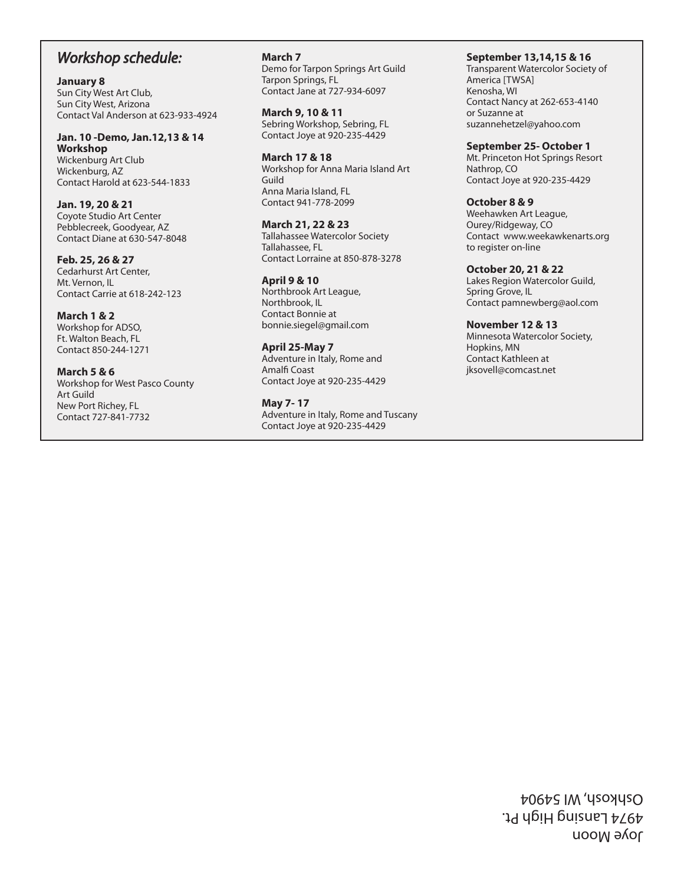## *Workshop schedule:*

**January 8**
Sun City West Art Club,
Sun City West, Arizona
Contact Val Anderson at 623-933-4924

**Jan. 10 -Demo, Jan.12,13 & 14 Workshop**
Wickenburg Art Club
Wickenburg, AZ
Contact Harold at 623-544-1833

**Jan. 19, 20 & 21**
Coyote Studio Art Center
Pebblecreek, Goodyear, AZ
Contact Diane at 630-547-8048

**Feb. 25, 26 & 27**
Cedarhurst Art Center,
Mt. Vernon, IL
Contact Carrie at 618-242-123

**March 1 & 2**
Workshop for ADSO,
Ft. Walton Beach, FL
Contact 850-244-1271

**March 5 & 6**
Workshop for West Pasco County Art Guild
New Port Richey, FL
Contact 727-841-7732

**March 7**
Demo for Tarpon Springs Art Guild
Tarpon Springs, FL
Contact Jane at 727-934-6097

**March 9, 10 & 11**
Sebring Workshop, Sebring, FL
Contact Joye at 920-235-4429

**March 17 & 18**
Workshop for Anna Maria Island Art Guild
Anna Maria Island, FL
Contact 941-778-2099

**March 21, 22 & 23**
Tallahassee Watercolor Society
Tallahassee, FL
Contact Lorraine at 850-878-3278

**April 9 & 10**
Northbrook Art League,
Northbrook, IL
Contact Bonnie at
bonnie.siegel@gmail.com

**April 25-May 7**
Adventure in Italy, Rome and Amalfi Coast
Contact Joye at 920-235-4429

**May 7- 17**
Adventure in Italy, Rome and Tuscany
Contact Joye at 920-235-4429

**September 13,14,15 & 16**
Transparent Watercolor Society of America [TWSA]
Kenosha, WI
Contact Nancy at 262-653-4140
or Suzanne at
suzannehetzel@yahoo.com

**September 25- October 1**
Mt. Princeton Hot Springs Resort
Nathrop, CO
Contact Joye at 920-235-4429

**October 8 & 9**
Weehawken Art League,
Ourey/Ridgeway, CO
Contact www.weekawkenarts.org
to register on-line

**October 20, 21 & 22**
Lakes Region Watercolor Guild,
Spring Grove, IL
Contact pamnewberg@aol.com

**November 12 & 13**
Minnesota Watercolor Society,
Hopkins, MN
Contact Kathleen at
jksovell@comcast.net

Joye Moon
4974 Lansing High Pt.
Oshkosh, WI 54904